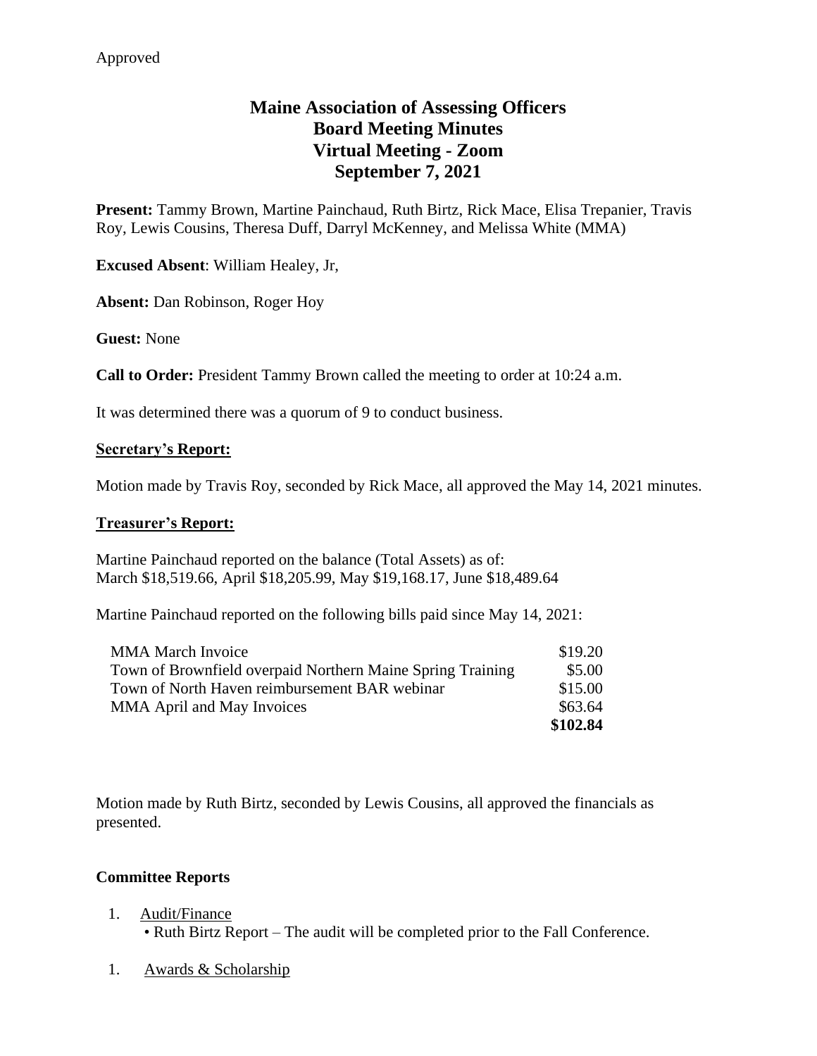Approved

# Maine Association of Assessing Officers
# Board Meeting Minutes
# Virtual Meeting - Zoom
# September 7, 2021

**Present:** Tammy Brown, Martine Painchaud, Ruth Birtz, Rick Mace, Elisa Trepanier, Travis Roy, Lewis Cousins, Theresa Duff, Darryl McKenney, and Melissa White (MMA)

**Excused Absent**: William Healey, Jr,

**Absent:** Dan Robinson, Roger Hoy

**Guest:** None

**Call to Order:** President Tammy Brown called the meeting to order at 10:24 a.m.

It was determined there was a quorum of 9 to conduct business.

## Secretary's Report:

Motion made by Travis Roy, seconded by Rick Mace, all approved the May 14, 2021 minutes.

## Treasurer's Report:

Martine Painchaud reported on the balance (Total Assets) as of:
March $18,519.66, April $18,205.99, May $19,168.17, June $18,489.64

Martine Painchaud reported on the following bills paid since May 14, 2021:

| | |
|---|---|
| MMA March Invoice | $19.20 |
| Town of Brownfield overpaid Northern Maine Spring Training | $5.00 |
| Town of North Haven reimbursement BAR webinar | $15.00 |
| MMA April and May Invoices | $63.64 |
| | **$102.84** |

Motion made by Ruth Birtz, seconded by Lewis Cousins, all approved the financials as presented.

**Committee Reports**

1. Audit/Finance
   - Ruth Birtz Report – The audit will be completed prior to the Fall Conference.

1. Awards & Scholarship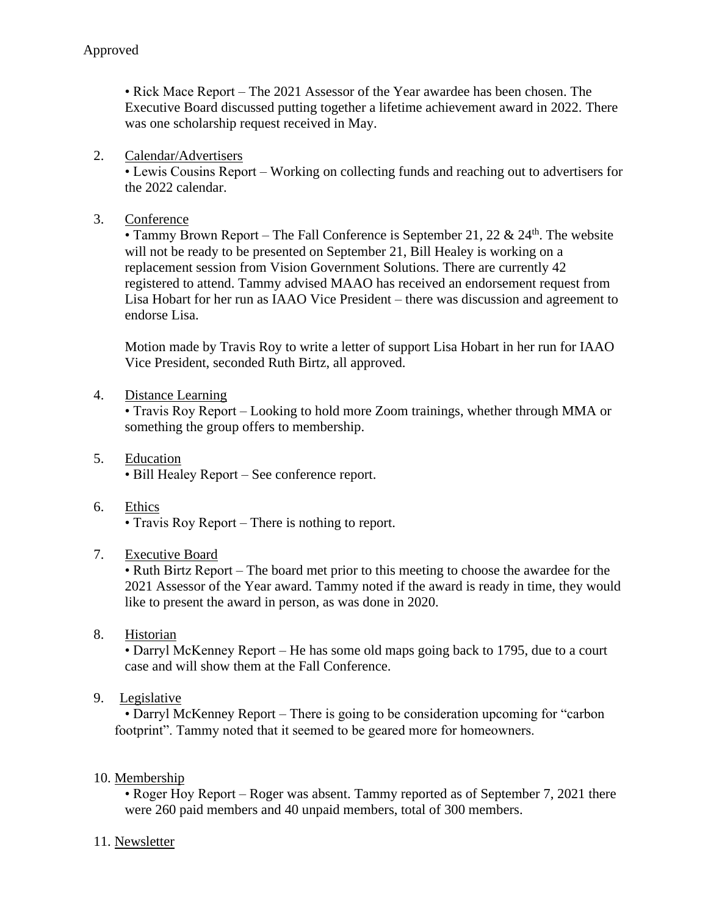Approved

• Rick Mace Report – The 2021 Assessor of the Year awardee has been chosen. The Executive Board discussed putting together a lifetime achievement award in 2022. There was one scholarship request received in May.

2. Calendar/Advertisers

   • Lewis Cousins Report – Working on collecting funds and reaching out to advertisers for the 2022 calendar.

3. Conference

   • Tammy Brown Report – The Fall Conference is September 21, 22 & 24th. The website will not be ready to be presented on September 21, Bill Healey is working on a replacement session from Vision Government Solutions. There are currently 42 registered to attend. Tammy advised MAAO has received an endorsement request from Lisa Hobart for her run as IAAO Vice President – there was discussion and agreement to endorse Lisa.

   Motion made by Travis Roy to write a letter of support Lisa Hobart in her run for IAAO Vice President, seconded Ruth Birtz, all approved.

4. Distance Learning

   • Travis Roy Report – Looking to hold more Zoom trainings, whether through MMA or something the group offers to membership.

5. Education

   • Bill Healey Report – See conference report.

6. Ethics

   • Travis Roy Report – There is nothing to report.

7. Executive Board

   • Ruth Birtz Report – The board met prior to this meeting to choose the awardee for the 2021 Assessor of the Year award. Tammy noted if the award is ready in time, they would like to present the award in person, as was done in 2020.

8. Historian

   • Darryl McKenney Report – He has some old maps going back to 1795, due to a court case and will show them at the Fall Conference.

9. Legislative

   • Darryl McKenney Report – There is going to be consideration upcoming for "carbon footprint". Tammy noted that it seemed to be geared more for homeowners.

10. Membership

    • Roger Hoy Report – Roger was absent. Tammy reported as of September 7, 2021 there were 260 paid members and 40 unpaid members, total of 300 members.

11. Newsletter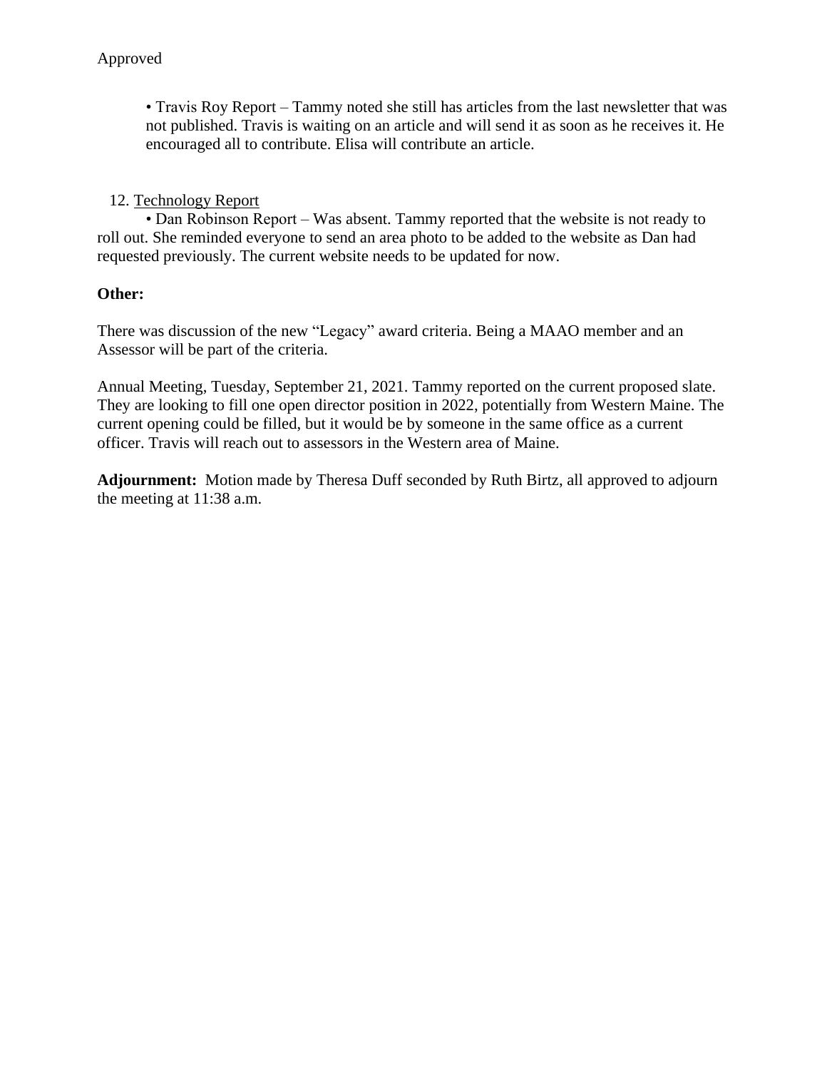Approved

• Travis Roy Report – Tammy noted she still has articles from the last newsletter that was not published. Travis is waiting on an article and will send it as soon as he receives it. He encouraged all to contribute. Elisa will contribute an article.

12. Technology Report

• Dan Robinson Report – Was absent. Tammy reported that the website is not ready to roll out. She reminded everyone to send an area photo to be added to the website as Dan had requested previously. The current website needs to be updated for now.

**Other:**

There was discussion of the new "Legacy" award criteria. Being a MAAO member and an Assessor will be part of the criteria.

Annual Meeting, Tuesday, September 21, 2021. Tammy reported on the current proposed slate. They are looking to fill one open director position in 2022, potentially from Western Maine. The current opening could be filled, but it would be by someone in the same office as a current officer. Travis will reach out to assessors in the Western area of Maine.

**Adjournment:** Motion made by Theresa Duff seconded by Ruth Birtz, all approved to adjourn the meeting at 11:38 a.m.